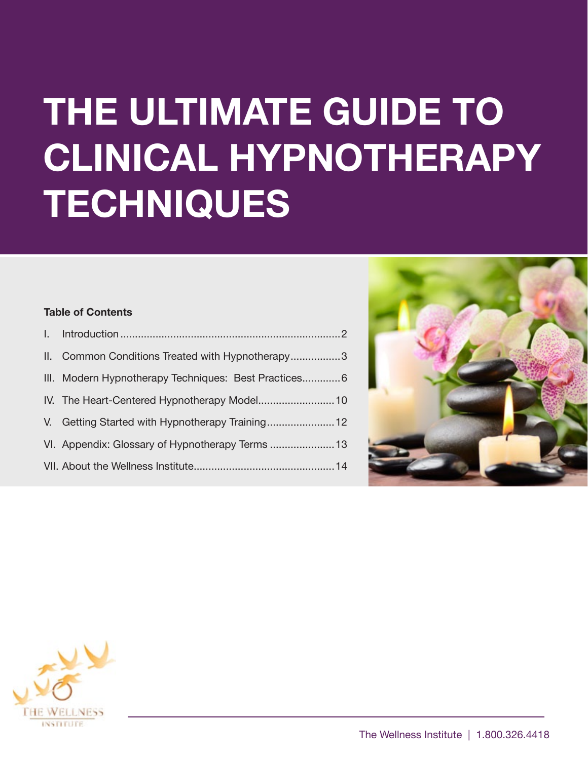# THE ULTIMATE GUIDE TO CLINICAL HYPNOTHERAPY TECHNIQUES

**Table of Contents**

I. Introduction .......................................................................... 2

II. Common Conditions Treated with Hypnotherapy ................. 3

III. Modern Hypnotherapy Techniques: Best Practices ............. 6

IV. The Heart-Centered Hypnotherapy Model .......................... 10

V. Getting Started with Hypnotherapy Training ....................... 12

VI. Appendix: Glossary of Hypnotherapy Terms ...................... 13

VII. About the Wellness Institute ............................................... 14

The Wellness Institute | 1.800.326.4418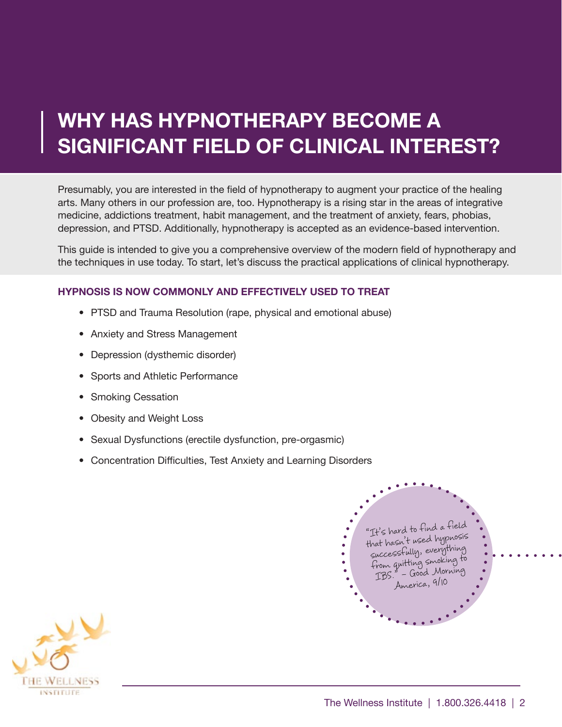# WHY HAS HYPNOTHERAPY BECOME A SIGNIFICANT FIELD OF CLINICAL INTEREST?

Presumably, you are interested in the field of hypnotherapy to augment your practice of the healing arts. Many others in our profession are, too. Hypnotherapy is a rising star in the areas of integrative medicine, addictions treatment, habit management, and the treatment of anxiety, fears, phobias, depression, and PTSD. Additionally, hypnotherapy is accepted as an evidence-based intervention.

This guide is intended to give you a comprehensive overview of the modern field of hypnotherapy and the techniques in use today. To start, let's discuss the practical applications of clinical hypnotherapy.

**HYPNOSIS IS NOW COMMONLY AND EFFECTIVELY USED TO TREAT**

- PTSD and Trauma Resolution (rape, physical and emotional abuse)
- Anxiety and Stress Management
- Depression (dysthemic disorder)
- Sports and Athletic Performance
- Smoking Cessation
- Obesity and Weight Loss
- Sexual Dysfunctions (erectile dysfunction, pre-orgasmic)
- Concentration Difficulties, Test Anxiety and Learning Disorders

"It's hard to find a field that hasn't used hypnosis successfully, everything from quitting smoking to IBS." – Good Morning America, 9/10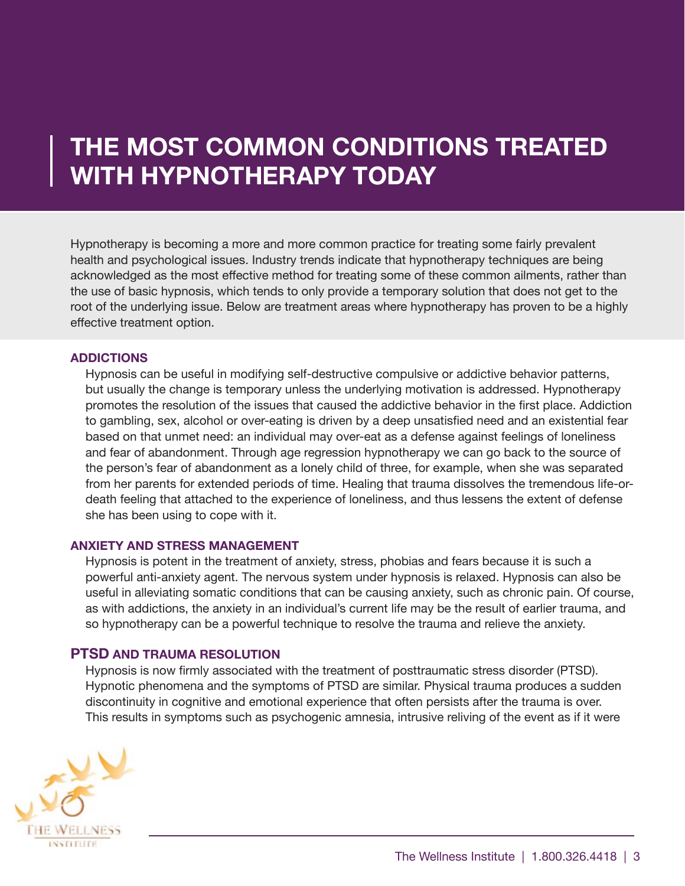# THE MOST COMMON CONDITIONS TREATED WITH HYPNOTHERAPY TODAY

Hypnotherapy is becoming a more and more common practice for treating some fairly prevalent health and psychological issues. Industry trends indicate that hypnotherapy techniques are being acknowledged as the most effective method for treating some of these common ailments, rather than the use of basic hypnosis, which tends to only provide a temporary solution that does not get to the root of the underlying issue. Below are treatment areas where hypnotherapy has proven to be a highly effective treatment option.

### ADDICTIONS

Hypnosis can be useful in modifying self-destructive compulsive or addictive behavior patterns, but usually the change is temporary unless the underlying motivation is addressed. Hypnotherapy promotes the resolution of the issues that caused the addictive behavior in the first place. Addiction to gambling, sex, alcohol or over-eating is driven by a deep unsatisfied need and an existential fear based on that unmet need: an individual may over-eat as a defense against feelings of loneliness and fear of abandonment. Through age regression hypnotherapy we can go back to the source of the person's fear of abandonment as a lonely child of three, for example, when she was separated from her parents for extended periods of time. Healing that trauma dissolves the tremendous life-or-death feeling that attached to the experience of loneliness, and thus lessens the extent of defense she has been using to cope with it.

### ANXIETY AND STRESS MANAGEMENT

Hypnosis is potent in the treatment of anxiety, stress, phobias and fears because it is such a powerful anti-anxiety agent. The nervous system under hypnosis is relaxed. Hypnosis can also be useful in alleviating somatic conditions that can be causing anxiety, such as chronic pain. Of course, as with addictions, the anxiety in an individual's current life may be the result of earlier trauma, and so hypnotherapy can be a powerful technique to resolve the trauma and relieve the anxiety.

### PTSD AND TRAUMA RESOLUTION

Hypnosis is now firmly associated with the treatment of posttraumatic stress disorder (PTSD). Hypnotic phenomena and the symptoms of PTSD are similar. Physical trauma produces a sudden discontinuity in cognitive and emotional experience that often persists after the trauma is over. This results in symptoms such as psychogenic amnesia, intrusive reliving of the event as if it were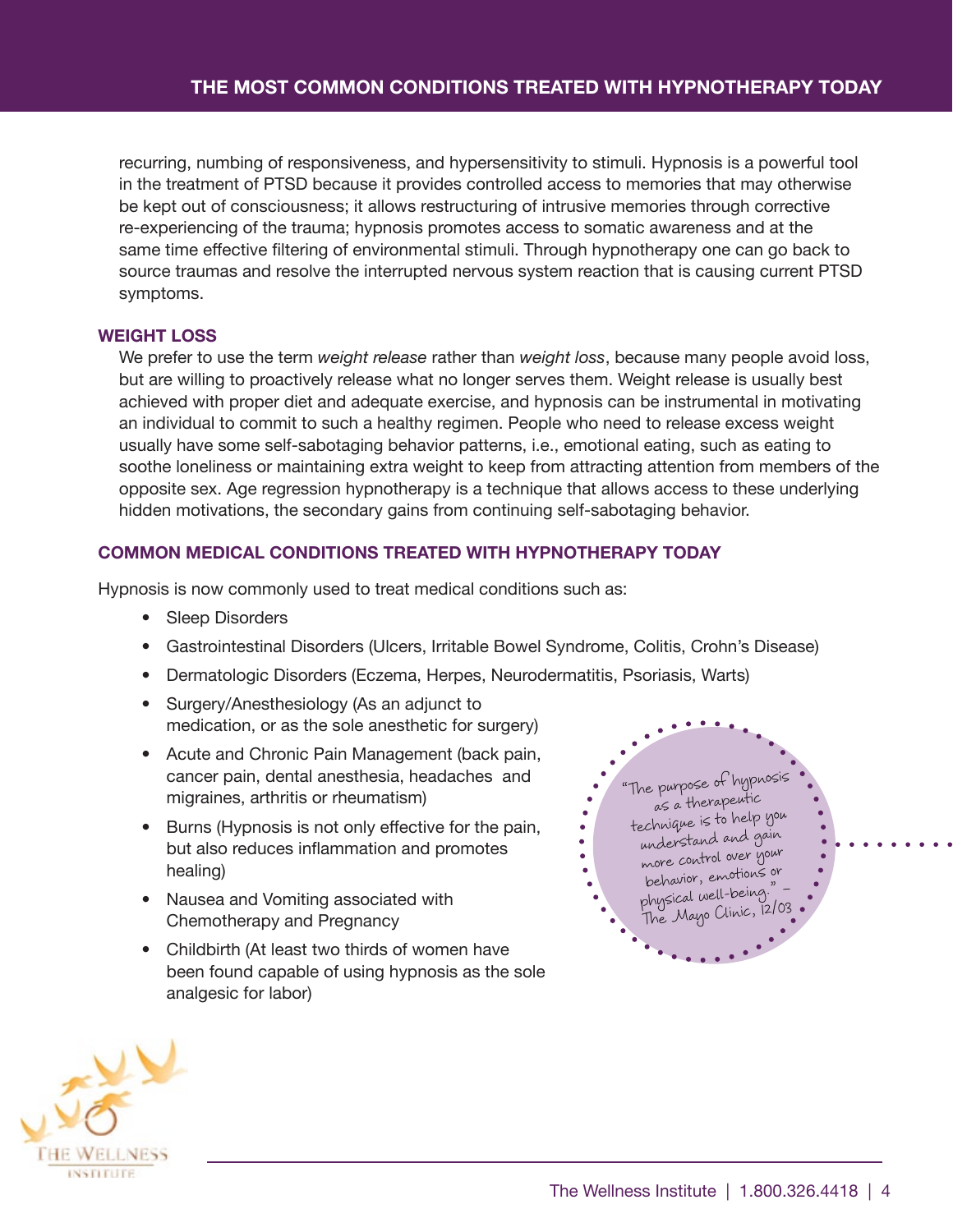recurring, numbing of responsiveness, and hypersensitivity to stimuli. Hypnosis is a powerful tool in the treatment of PTSD because it provides controlled access to memories that may otherwise be kept out of consciousness; it allows restructuring of intrusive memories through corrective re-experiencing of the trauma; hypnosis promotes access to somatic awareness and at the same time effective filtering of environmental stimuli. Through hypnotherapy one can go back to source traumas and resolve the interrupted nervous system reaction that is causing current PTSD symptoms.

### WEIGHT LOSS

We prefer to use the term *weight release* rather than *weight loss*, because many people avoid loss, but are willing to proactively release what no longer serves them. Weight release is usually best achieved with proper diet and adequate exercise, and hypnosis can be instrumental in motivating an individual to commit to such a healthy regimen. People who need to release excess weight usually have some self-sabotaging behavior patterns, i.e., emotional eating, such as eating to soothe loneliness or maintaining extra weight to keep from attracting attention from members of the opposite sex. Age regression hypnotherapy is a technique that allows access to these underlying hidden motivations, the secondary gains from continuing self-sabotaging behavior.

### COMMON MEDICAL CONDITIONS TREATED WITH HYPNOTHERAPY TODAY

Hypnosis is now commonly used to treat medical conditions such as:

- Sleep Disorders
- Gastrointestinal Disorders (Ulcers, Irritable Bowel Syndrome, Colitis, Crohn's Disease)
- Dermatologic Disorders (Eczema, Herpes, Neurodermatitis, Psoriasis, Warts)
- Surgery/Anesthesiology (As an adjunct to medication, or as the sole anesthetic for surgery)
- Acute and Chronic Pain Management (back pain, cancer pain, dental anesthesia, headaches and migraines, arthritis or rheumatism)
- Burns (Hypnosis is not only effective for the pain, but also reduces inflammation and promotes healing)
- Nausea and Vomiting associated with Chemotherapy and Pregnancy
- Childbirth (At least two thirds of women have been found capable of using hypnosis as the sole analgesic for labor)

"The purpose of hypnosis as a therapeutic technique is to help you understand and gain more control over your behavior, emotions or physical well-being." – The Mayo Clinic, 12/03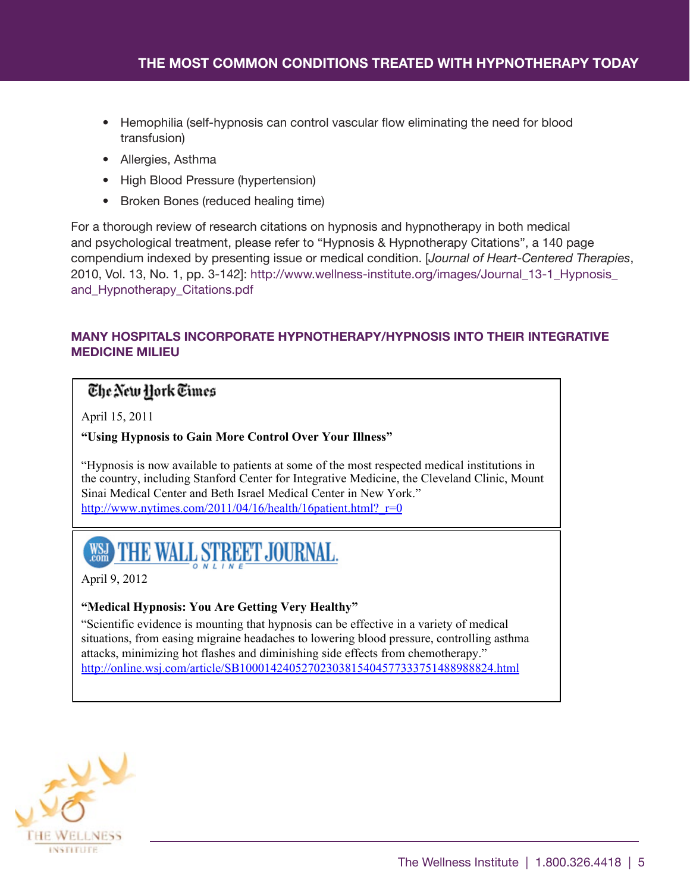- Hemophilia (self-hypnosis can control vascular flow eliminating the need for blood transfusion)
- Allergies, Asthma
- High Blood Pressure (hypertension)
- Broken Bones (reduced healing time)

For a thorough review of research citations on hypnosis and hypnotherapy in both medical and psychological treatment, please refer to "Hypnosis & Hypnotherapy Citations", a 140 page compendium indexed by presenting issue or medical condition. [*Journal of Heart-Centered Therapies*, 2010, Vol. 13, No. 1, pp. 3-142]: http://www.wellness-institute.org/images/Journal_13-1_Hypnosis_and_Hypnotherapy_Citations.pdf

## MANY HOSPITALS INCORPORATE HYPNOTHERAPY/HYPNOSIS INTO THEIR INTEGRATIVE MEDICINE MILIEU

**The New York Times**

April 15, 2011

**"Using Hypnosis to Gain More Control Over Your Illness"**

"Hypnosis is now available to patients at some of the most respected medical institutions in the country, including Stanford Center for Integrative Medicine, the Cleveland Clinic, Mount Sinai Medical Center and Beth Israel Medical Center in New York."
http://www.nytimes.com/2011/04/16/health/16patient.html?_r=0

**THE WALL STREET JOURNAL. ONLINE**

April 9, 2012

**"Medical Hypnosis: You Are Getting Very Healthy"**

"Scientific evidence is mounting that hypnosis can be effective in a variety of medical situations, from easing migraine headaches to lowering blood pressure, controlling asthma attacks, minimizing hot flashes and diminishing side effects from chemotherapy."
http://online.wsj.com/article/SB10001424052702303815404577333751488988824.html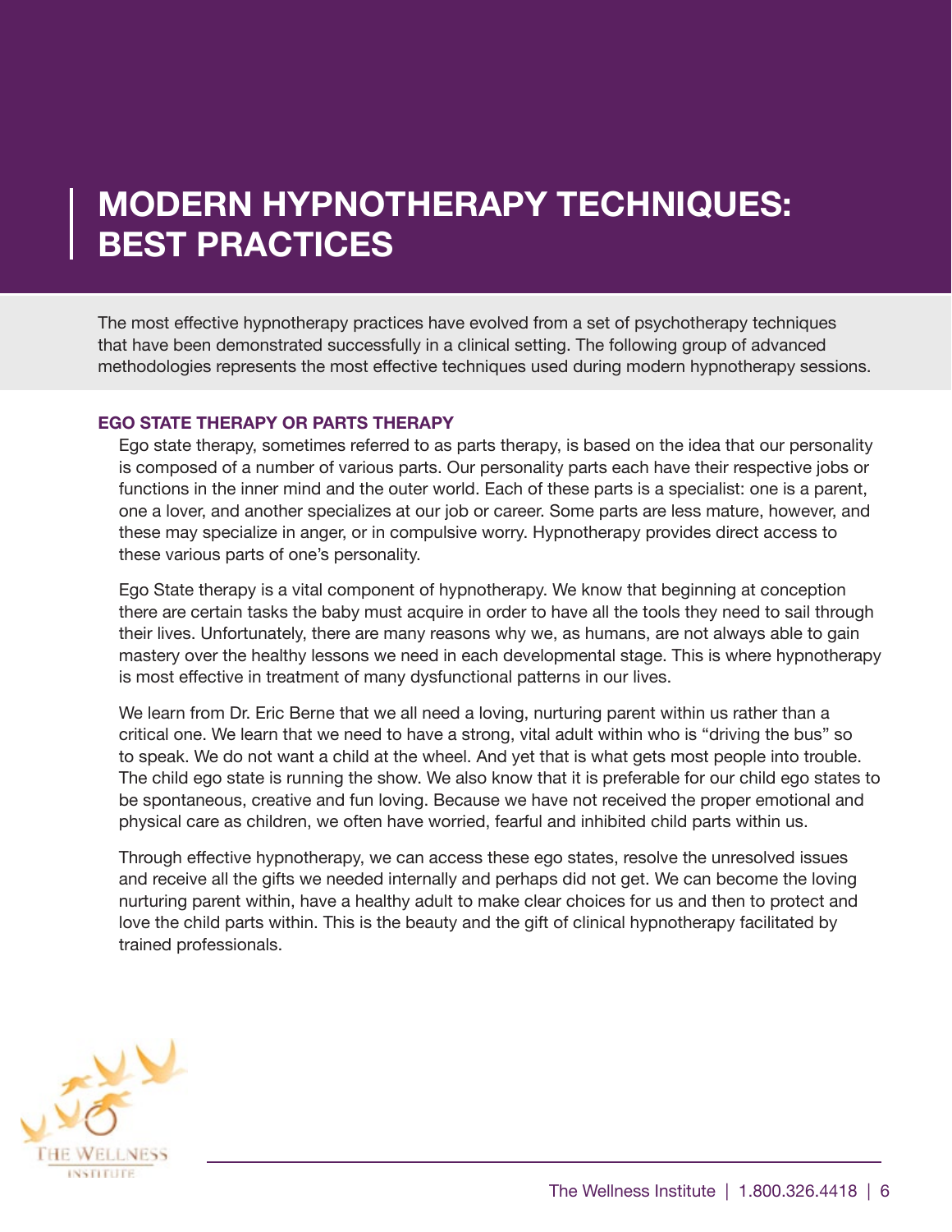# MODERN HYPNOTHERAPY TECHNIQUES: BEST PRACTICES

The most effective hypnotherapy practices have evolved from a set of psychotherapy techniques that have been demonstrated successfully in a clinical setting. The following group of advanced methodologies represents the most effective techniques used during modern hypnotherapy sessions.

### EGO STATE THERAPY OR PARTS THERAPY

Ego state therapy, sometimes referred to as parts therapy, is based on the idea that our personality is composed of a number of various parts. Our personality parts each have their respective jobs or functions in the inner mind and the outer world. Each of these parts is a specialist: one is a parent, one a lover, and another specializes at our job or career. Some parts are less mature, however, and these may specialize in anger, or in compulsive worry. Hypnotherapy provides direct access to these various parts of one's personality.

Ego State therapy is a vital component of hypnotherapy. We know that beginning at conception there are certain tasks the baby must acquire in order to have all the tools they need to sail through their lives. Unfortunately, there are many reasons why we, as humans, are not always able to gain mastery over the healthy lessons we need in each developmental stage. This is where hypnotherapy is most effective in treatment of many dysfunctional patterns in our lives.

We learn from Dr. Eric Berne that we all need a loving, nurturing parent within us rather than a critical one. We learn that we need to have a strong, vital adult within who is "driving the bus" so to speak. We do not want a child at the wheel. And yet that is what gets most people into trouble. The child ego state is running the show. We also know that it is preferable for our child ego states to be spontaneous, creative and fun loving. Because we have not received the proper emotional and physical care as children, we often have worried, fearful and inhibited child parts within us.

Through effective hypnotherapy, we can access these ego states, resolve the unresolved issues and receive all the gifts we needed internally and perhaps did not get. We can become the loving nurturing parent within, have a healthy adult to make clear choices for us and then to protect and love the child parts within. This is the beauty and the gift of clinical hypnotherapy facilitated by trained professionals.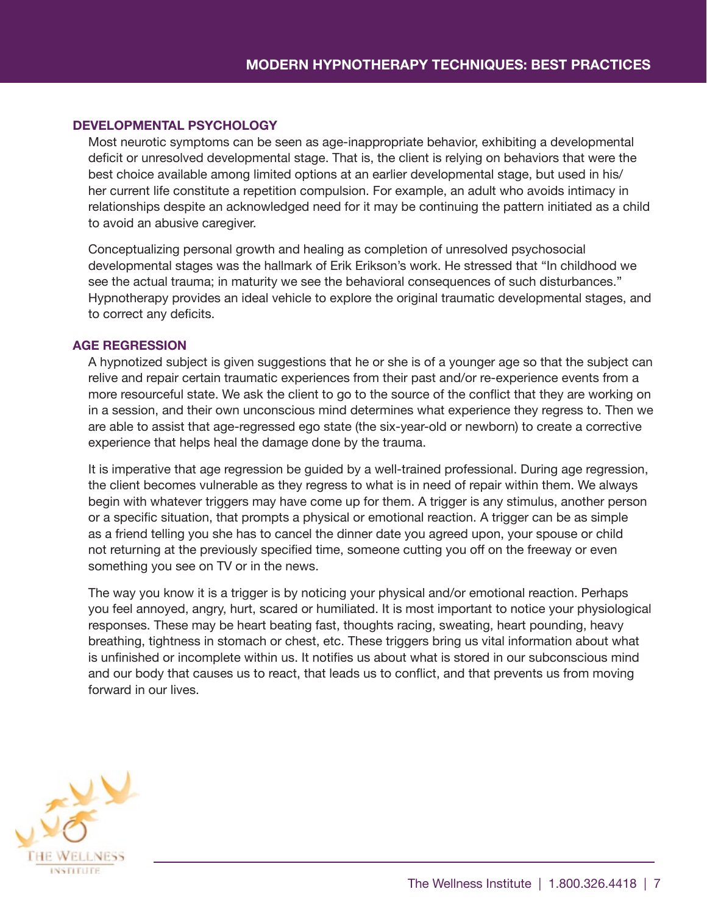## DEVELOPMENTAL PSYCHOLOGY

Most neurotic symptoms can be seen as age-inappropriate behavior, exhibiting a developmental deficit or unresolved developmental stage. That is, the client is relying on behaviors that were the best choice available among limited options at an earlier developmental stage, but used in his/her current life constitute a repetition compulsion. For example, an adult who avoids intimacy in relationships despite an acknowledged need for it may be continuing the pattern initiated as a child to avoid an abusive caregiver.

Conceptualizing personal growth and healing as completion of unresolved psychosocial developmental stages was the hallmark of Erik Erikson's work. He stressed that "In childhood we see the actual trauma; in maturity we see the behavioral consequences of such disturbances." Hypnotherapy provides an ideal vehicle to explore the original traumatic developmental stages, and to correct any deficits.

## AGE REGRESSION

A hypnotized subject is given suggestions that he or she is of a younger age so that the subject can relive and repair certain traumatic experiences from their past and/or re-experience events from a more resourceful state. We ask the client to go to the source of the conflict that they are working on in a session, and their own unconscious mind determines what experience they regress to. Then we are able to assist that age-regressed ego state (the six-year-old or newborn) to create a corrective experience that helps heal the damage done by the trauma.

It is imperative that age regression be guided by a well-trained professional. During age regression, the client becomes vulnerable as they regress to what is in need of repair within them. We always begin with whatever triggers may have come up for them. A trigger is any stimulus, another person or a specific situation, that prompts a physical or emotional reaction. A trigger can be as simple as a friend telling you she has to cancel the dinner date you agreed upon, your spouse or child not returning at the previously specified time, someone cutting you off on the freeway or even something you see on TV or in the news.

The way you know it is a trigger is by noticing your physical and/or emotional reaction. Perhaps you feel annoyed, angry, hurt, scared or humiliated. It is most important to notice your physiological responses. These may be heart beating fast, thoughts racing, sweating, heart pounding, heavy breathing, tightness in stomach or chest, etc. These triggers bring us vital information about what is unfinished or incomplete within us. It notifies us about what is stored in our subconscious mind and our body that causes us to react, that leads us to conflict, and that prevents us from moving forward in our lives.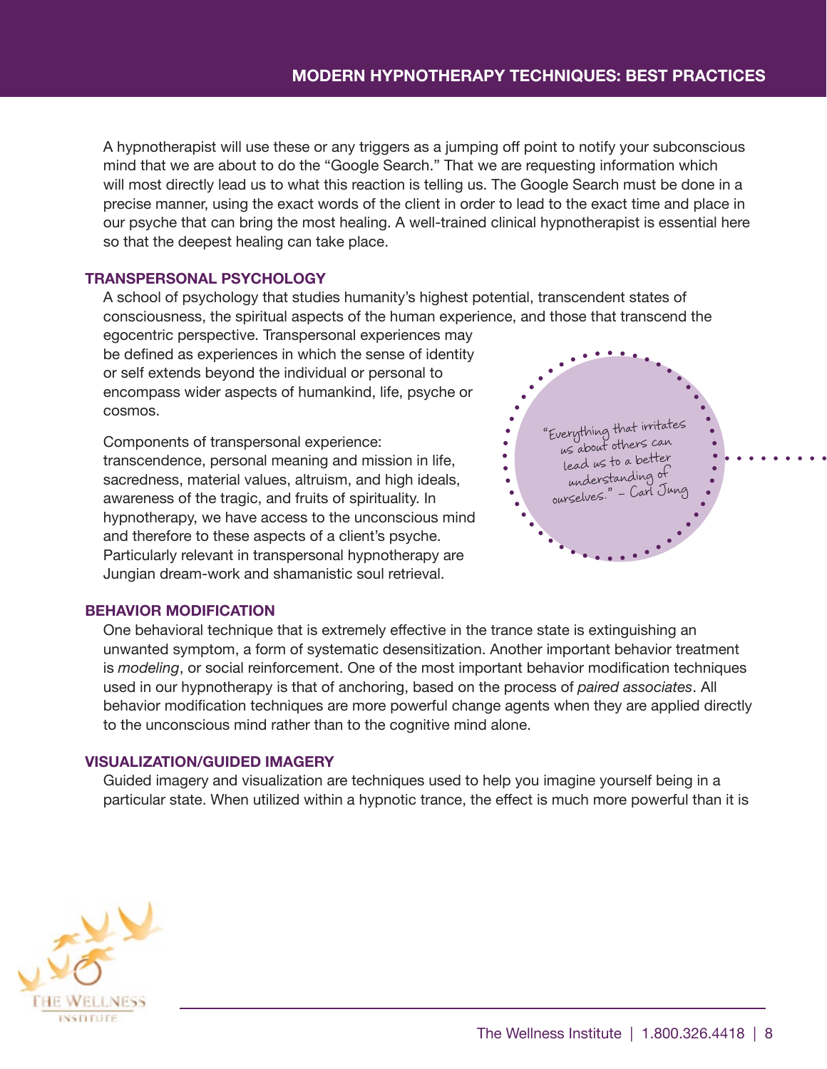A hypnotherapist will use these or any triggers as a jumping off point to notify your subconscious mind that we are about to do the "Google Search." That we are requesting information which will most directly lead us to what this reaction is telling us. The Google Search must be done in a precise manner, using the exact words of the client in order to lead to the exact time and place in our psyche that can bring the most healing. A well-trained clinical hypnotherapist is essential here so that the deepest healing can take place.

### TRANSPERSONAL PSYCHOLOGY

A school of psychology that studies humanity's highest potential, transcendent states of consciousness, the spiritual aspects of the human experience, and those that transcend the egocentric perspective. Transpersonal experiences may be defined as experiences in which the sense of identity or self extends beyond the individual or personal to encompass wider aspects of humankind, life, psyche or cosmos.

Components of transpersonal experience: transcendence, personal meaning and mission in life, sacredness, material values, altruism, and high ideals, awareness of the tragic, and fruits of spirituality. In hypnotherapy, we have access to the unconscious mind and therefore to these aspects of a client's psyche. Particularly relevant in transpersonal hypnotherapy are Jungian dream-work and shamanistic soul retrieval.

> "Everything that irritates us about others can lead us to a better understanding of ourselves." – Carl Jung

### BEHAVIOR MODIFICATION

One behavioral technique that is extremely effective in the trance state is extinguishing an unwanted symptom, a form of systematic desensitization. Another important behavior treatment is *modeling*, or social reinforcement. One of the most important behavior modification techniques used in our hypnotherapy is that of anchoring, based on the process of *paired associates*. All behavior modification techniques are more powerful change agents when they are applied directly to the unconscious mind rather than to the cognitive mind alone.

### VISUALIZATION/GUIDED IMAGERY

Guided imagery and visualization are techniques used to help you imagine yourself being in a particular state. When utilized within a hypnotic trance, the effect is much more powerful than it is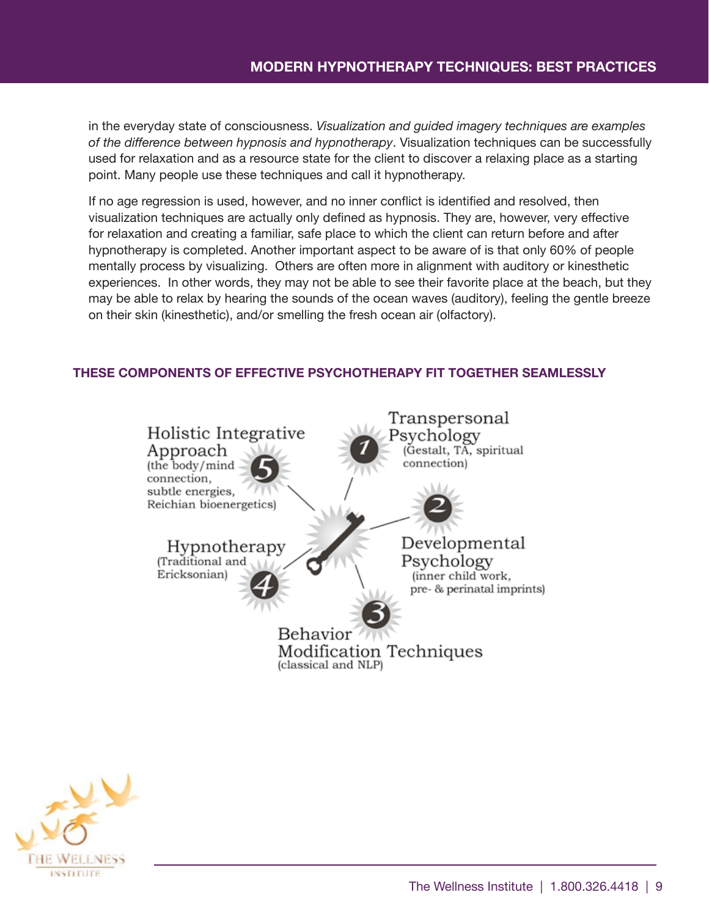in the everyday state of consciousness. *Visualization and guided imagery techniques are examples of the difference between hypnosis and hypnotherapy*. Visualization techniques can be successfully used for relaxation and as a resource state for the client to discover a relaxing place as a starting point. Many people use these techniques and call it hypnotherapy.

If no age regression is used, however, and no inner conflict is identified and resolved, then visualization techniques are actually only defined as hypnosis. They are, however, very effective for relaxation and creating a familiar, safe place to which the client can return before and after hypnotherapy is completed. Another important aspect to be aware of is that only 60% of people mentally process by visualizing. Others are often more in alignment with auditory or kinesthetic experiences. In other words, they may not be able to see their favorite place at the beach, but they may be able to relax by hearing the sounds of the ocean waves (auditory), feeling the gentle breeze on their skin (kinesthetic), and/or smelling the fresh ocean air (olfactory).

### THESE COMPONENTS OF EFFECTIVE PSYCHOTHERAPY FIT TOGETHER SEAMLESSLY

1. Transpersonal Psychology (Gestalt, TA, spiritual connection)
2. Developmental Psychology (inner child work, pre- & perinatal imprints)
3. Behavior Modification Techniques (classical and NLP)
4. Hypnotherapy (Traditional and Ericksonian)
5. Holistic Integrative Approach (the body/mind connection, subtle energies, Reichian bioenergetics)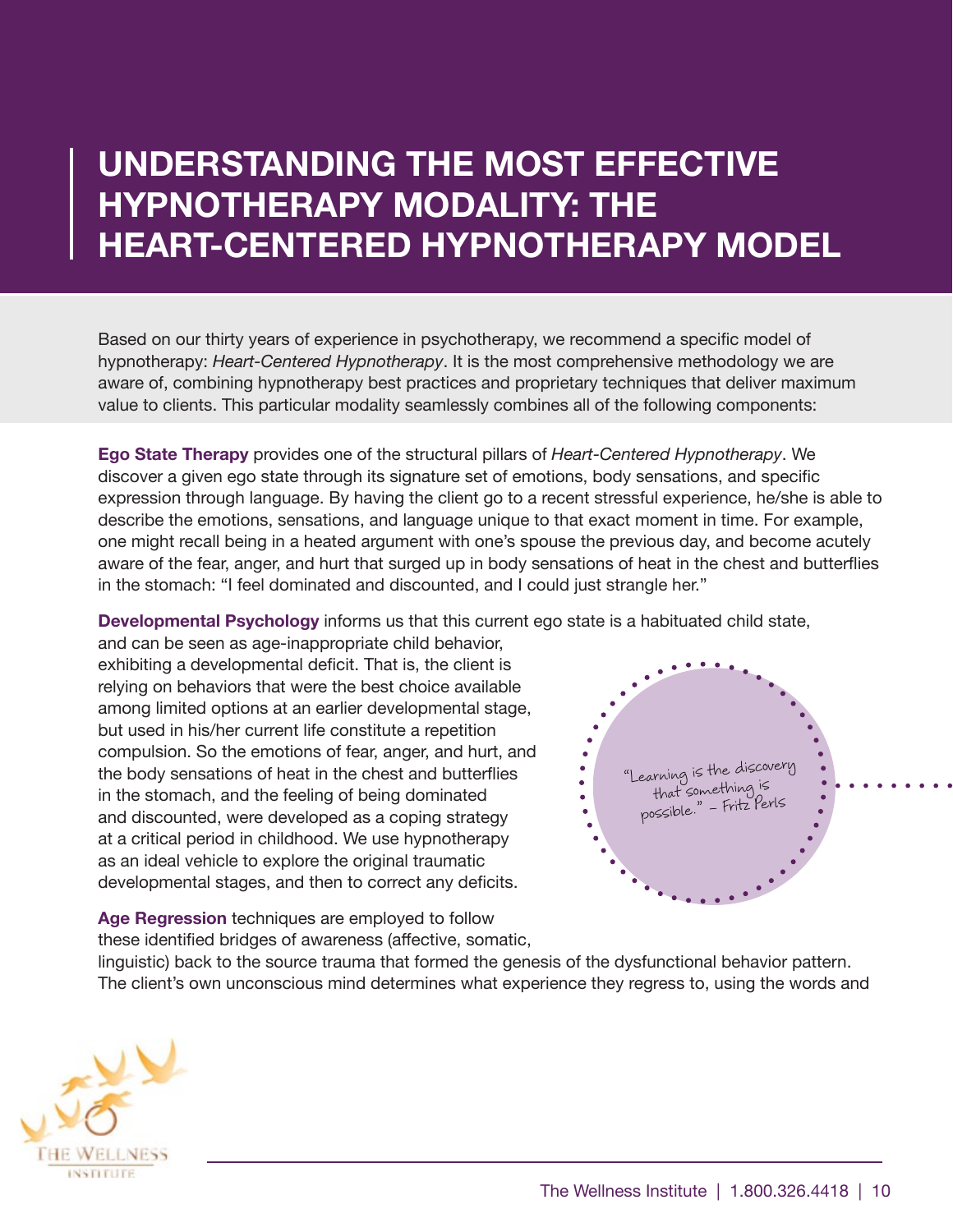# UNDERSTANDING THE MOST EFFECTIVE HYPNOTHERAPY MODALITY: THE HEART-CENTERED HYPNOTHERAPY MODEL

Based on our thirty years of experience in psychotherapy, we recommend a specific model of hypnotherapy: *Heart-Centered Hypnotherapy*. It is the most comprehensive methodology we are aware of, combining hypnotherapy best practices and proprietary techniques that deliver maximum value to clients. This particular modality seamlessly combines all of the following components:

**Ego State Therapy** provides one of the structural pillars of *Heart-Centered Hypnotherapy*. We discover a given ego state through its signature set of emotions, body sensations, and specific expression through language. By having the client go to a recent stressful experience, he/she is able to describe the emotions, sensations, and language unique to that exact moment in time. For example, one might recall being in a heated argument with one's spouse the previous day, and become acutely aware of the fear, anger, and hurt that surged up in body sensations of heat in the chest and butterflies in the stomach: "I feel dominated and discounted, and I could just strangle her."

**Developmental Psychology** informs us that this current ego state is a habituated child state, and can be seen as age-inappropriate child behavior, exhibiting a developmental deficit. That is, the client is relying on behaviors that were the best choice available among limited options at an earlier developmental stage, but used in his/her current life constitute a repetition compulsion. So the emotions of fear, anger, and hurt, and the body sensations of heat in the chest and butterflies in the stomach, and the feeling of being dominated and discounted, were developed as a coping strategy at a critical period in childhood. We use hypnotherapy as an ideal vehicle to explore the original traumatic developmental stages, and then to correct any deficits.

"Learning is the discovery that something is possible." – Fritz Perls

**Age Regression** techniques are employed to follow these identified bridges of awareness (affective, somatic, linguistic) back to the source trauma that formed the genesis of the dysfunctional behavior pattern. The client's own unconscious mind determines what experience they regress to, using the words and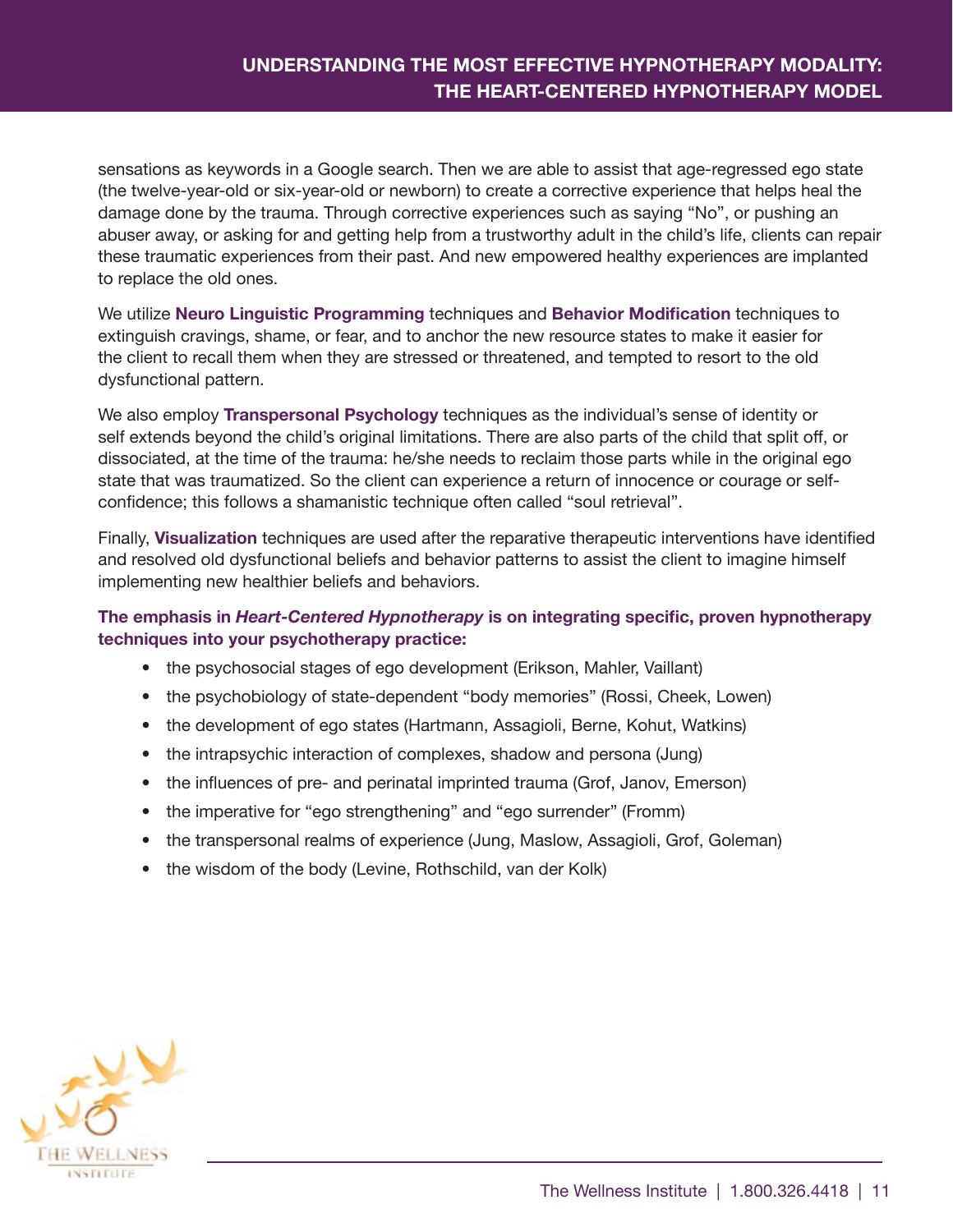sensations as keywords in a Google search. Then we are able to assist that age-regressed ego state (the twelve-year-old or six-year-old or newborn) to create a corrective experience that helps heal the damage done by the trauma. Through corrective experiences such as saying "No", or pushing an abuser away, or asking for and getting help from a trustworthy adult in the child's life, clients can repair these traumatic experiences from their past. And new empowered healthy experiences are implanted to replace the old ones.

We utilize **Neuro Linguistic Programming** techniques and **Behavior Modification** techniques to extinguish cravings, shame, or fear, and to anchor the new resource states to make it easier for the client to recall them when they are stressed or threatened, and tempted to resort to the old dysfunctional pattern.

We also employ **Transpersonal Psychology** techniques as the individual's sense of identity or self extends beyond the child's original limitations. There are also parts of the child that split off, or dissociated, at the time of the trauma: he/she needs to reclaim those parts while in the original ego state that was traumatized. So the client can experience a return of innocence or courage or self-confidence; this follows a shamanistic technique often called "soul retrieval".

Finally, **Visualization** techniques are used after the reparative therapeutic interventions have identified and resolved old dysfunctional beliefs and behavior patterns to assist the client to imagine himself implementing new healthier beliefs and behaviors.

**The emphasis in *Heart-Centered Hypnotherapy* is on integrating specific, proven hypnotherapy techniques into your psychotherapy practice:**

- the psychosocial stages of ego development (Erikson, Mahler, Vaillant)
- the psychobiology of state-dependent "body memories" (Rossi, Cheek, Lowen)
- the development of ego states (Hartmann, Assagioli, Berne, Kohut, Watkins)
- the intrapsychic interaction of complexes, shadow and persona (Jung)
- the influences of pre- and perinatal imprinted trauma (Grof, Janov, Emerson)
- the imperative for "ego strengthening" and "ego surrender" (Fromm)
- the transpersonal realms of experience (Jung, Maslow, Assagioli, Grof, Goleman)
- the wisdom of the body (Levine, Rothschild, van der Kolk)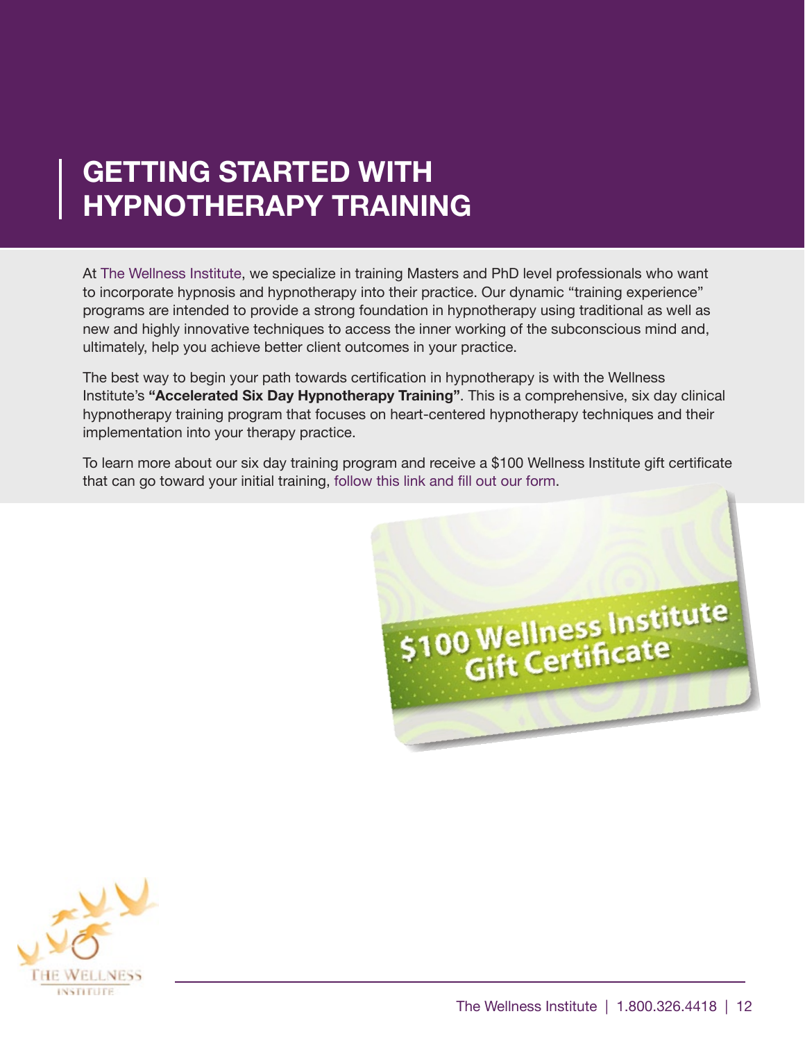# GETTING STARTED WITH HYPNOTHERAPY TRAINING

At The Wellness Institute, we specialize in training Masters and PhD level professionals who want to incorporate hypnosis and hypnotherapy into their practice. Our dynamic "training experience" programs are intended to provide a strong foundation in hypnotherapy using traditional as well as new and highly innovative techniques to access the inner working of the subconscious mind and, ultimately, help you achieve better client outcomes in your practice.

The best way to begin your path towards certification in hypnotherapy is with the Wellness Institute's **"Accelerated Six Day Hypnotherapy Training"**. This is a comprehensive, six day clinical hypnotherapy training program that focuses on heart-centered hypnotherapy techniques and their implementation into your therapy practice.

To learn more about our six day training program and receive a $100 Wellness Institute gift certificate that can go toward your initial training, follow this link and fill out our form.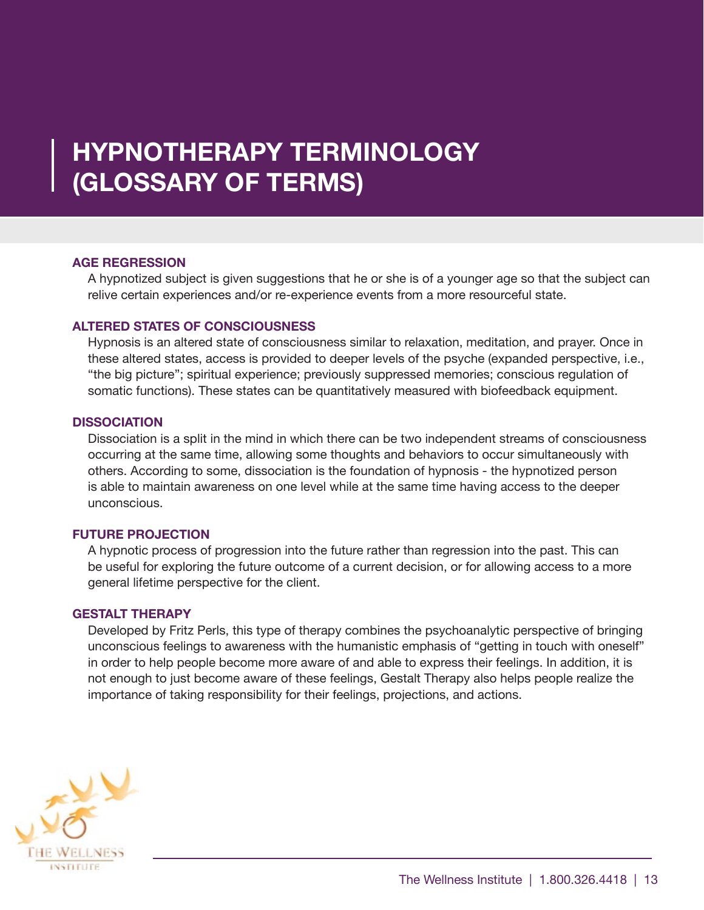# HYPNOTHERAPY TERMINOLOGY (GLOSSARY OF TERMS)

### AGE REGRESSION

A hypnotized subject is given suggestions that he or she is of a younger age so that the subject can relive certain experiences and/or re-experience events from a more resourceful state.

### ALTERED STATES OF CONSCIOUSNESS

Hypnosis is an altered state of consciousness similar to relaxation, meditation, and prayer. Once in these altered states, access is provided to deeper levels of the psyche (expanded perspective, i.e., "the big picture"; spiritual experience; previously suppressed memories; conscious regulation of somatic functions). These states can be quantitatively measured with biofeedback equipment.

### DISSOCIATION

Dissociation is a split in the mind in which there can be two independent streams of consciousness occurring at the same time, allowing some thoughts and behaviors to occur simultaneously with others. According to some, dissociation is the foundation of hypnosis - the hypnotized person is able to maintain awareness on one level while at the same time having access to the deeper unconscious.

### FUTURE PROJECTION

A hypnotic process of progression into the future rather than regression into the past. This can be useful for exploring the future outcome of a current decision, or for allowing access to a more general lifetime perspective for the client.

### GESTALT THERAPY

Developed by Fritz Perls, this type of therapy combines the psychoanalytic perspective of bringing unconscious feelings to awareness with the humanistic emphasis of "getting in touch with oneself" in order to help people become more aware of and able to express their feelings. In addition, it is not enough to just become aware of these feelings, Gestalt Therapy also helps people realize the importance of taking responsibility for their feelings, projections, and actions.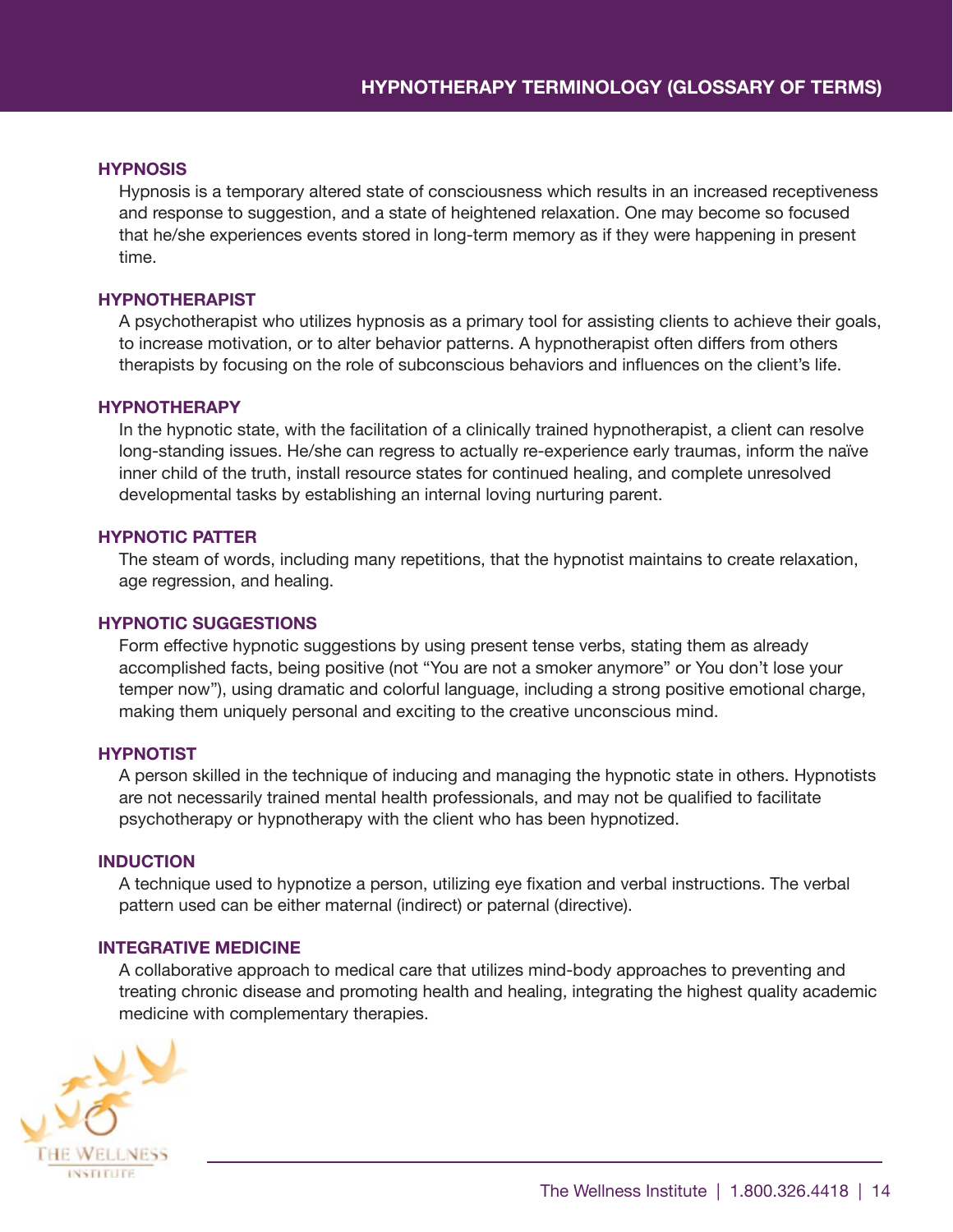## HYPNOTHERAPY TERMINOLOGY (GLOSSARY OF TERMS)

### HYPNOSIS

Hypnosis is a temporary altered state of consciousness which results in an increased receptiveness and response to suggestion, and a state of heightened relaxation. One may become so focused that he/she experiences events stored in long-term memory as if they were happening in present time.

### HYPNOTHERAPIST

A psychotherapist who utilizes hypnosis as a primary tool for assisting clients to achieve their goals, to increase motivation, or to alter behavior patterns. A hypnotherapist often differs from others therapists by focusing on the role of subconscious behaviors and influences on the client's life.

### HYPNOTHERAPY

In the hypnotic state, with the facilitation of a clinically trained hypnotherapist, a client can resolve long-standing issues. He/she can regress to actually re-experience early traumas, inform the naïve inner child of the truth, install resource states for continued healing, and complete unresolved developmental tasks by establishing an internal loving nurturing parent.

### HYPNOTIC PATTER

The steam of words, including many repetitions, that the hypnotist maintains to create relaxation, age regression, and healing.

### HYPNOTIC SUGGESTIONS

Form effective hypnotic suggestions by using present tense verbs, stating them as already accomplished facts, being positive (not "You are not a smoker anymore" or You don't lose your temper now"), using dramatic and colorful language, including a strong positive emotional charge, making them uniquely personal and exciting to the creative unconscious mind.

### HYPNOTIST

A person skilled in the technique of inducing and managing the hypnotic state in others. Hypnotists are not necessarily trained mental health professionals, and may not be qualified to facilitate psychotherapy or hypnotherapy with the client who has been hypnotized.

### INDUCTION

A technique used to hypnotize a person, utilizing eye fixation and verbal instructions. The verbal pattern used can be either maternal (indirect) or paternal (directive).

### INTEGRATIVE MEDICINE

A collaborative approach to medical care that utilizes mind-body approaches to preventing and treating chronic disease and promoting health and healing, integrating the highest quality academic medicine with complementary therapies.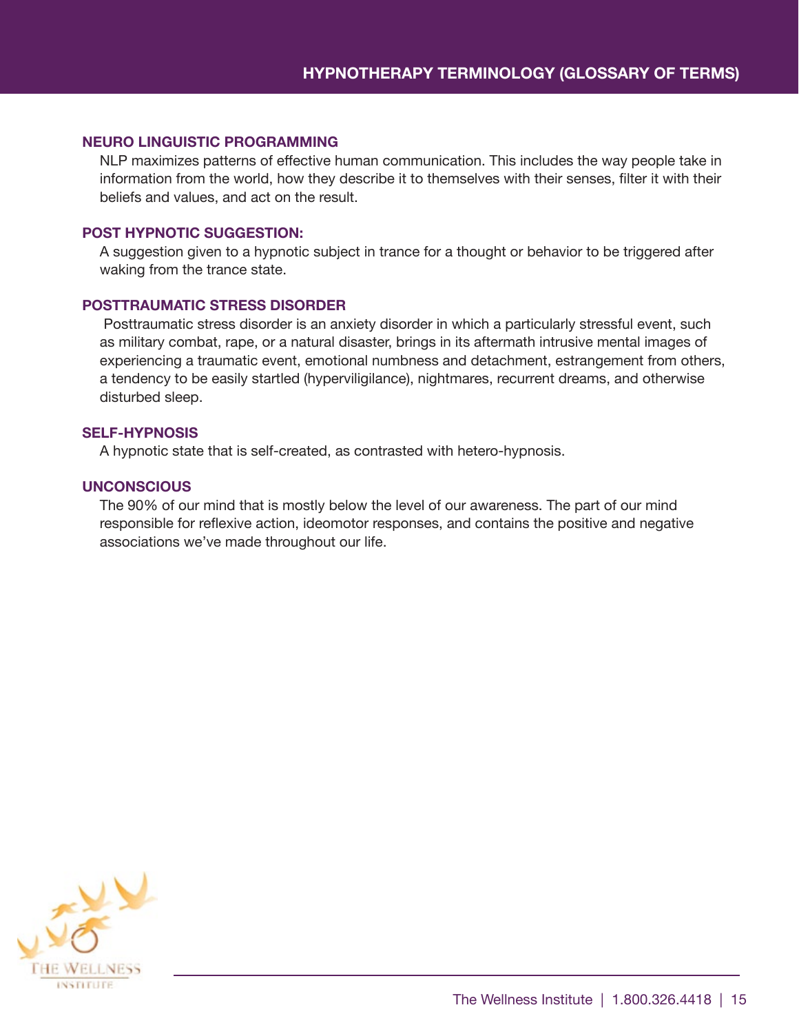### NEURO LINGUISTIC PROGRAMMING

NLP maximizes patterns of effective human communication. This includes the way people take in information from the world, how they describe it to themselves with their senses, filter it with their beliefs and values, and act on the result.

### POST HYPNOTIC SUGGESTION:

A suggestion given to a hypnotic subject in trance for a thought or behavior to be triggered after waking from the trance state.

### POSTTRAUMATIC STRESS DISORDER

Posttraumatic stress disorder is an anxiety disorder in which a particularly stressful event, such as military combat, rape, or a natural disaster, brings in its aftermath intrusive mental images of experiencing a traumatic event, emotional numbness and detachment, estrangement from others, a tendency to be easily startled (hyperviligilance), nightmares, recurrent dreams, and otherwise disturbed sleep.

### SELF-HYPNOSIS

A hypnotic state that is self-created, as contrasted with hetero-hypnosis.

### UNCONSCIOUS

The 90% of our mind that is mostly below the level of our awareness. The part of our mind responsible for reflexive action, ideomotor responses, and contains the positive and negative associations we've made throughout our life.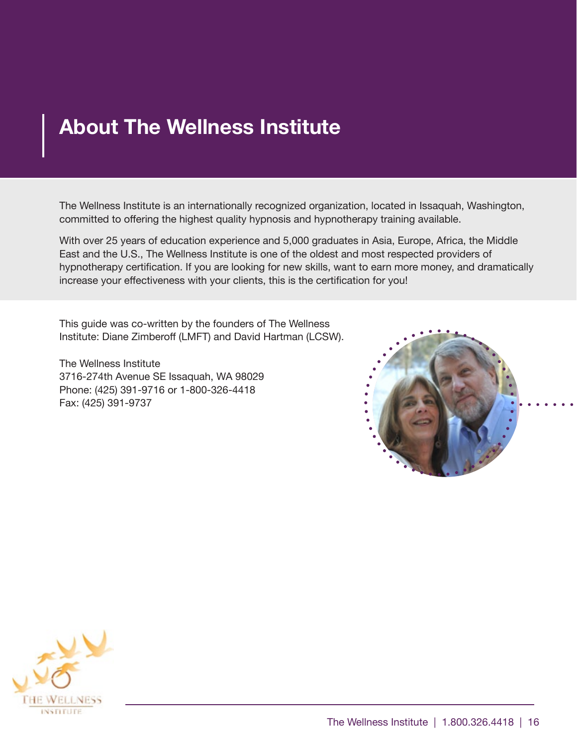# About The Wellness Institute

The Wellness Institute is an internationally recognized organization, located in Issaquah, Washington, committed to offering the highest quality hypnosis and hypnotherapy training available.

With over 25 years of education experience and 5,000 graduates in Asia, Europe, Africa, the Middle East and the U.S., The Wellness Institute is one of the oldest and most respected providers of hypnotherapy certification. If you are looking for new skills, want to earn more money, and dramatically increase your effectiveness with your clients, this is the certification for you!

This guide was co-written by the founders of The Wellness Institute: Diane Zimberoff (LMFT) and David Hartman (LCSW).

The Wellness Institute
3716-274th Avenue SE Issaquah, WA 98029
Phone: (425) 391-9716 or 1-800-326-4418
Fax: (425) 391-9737